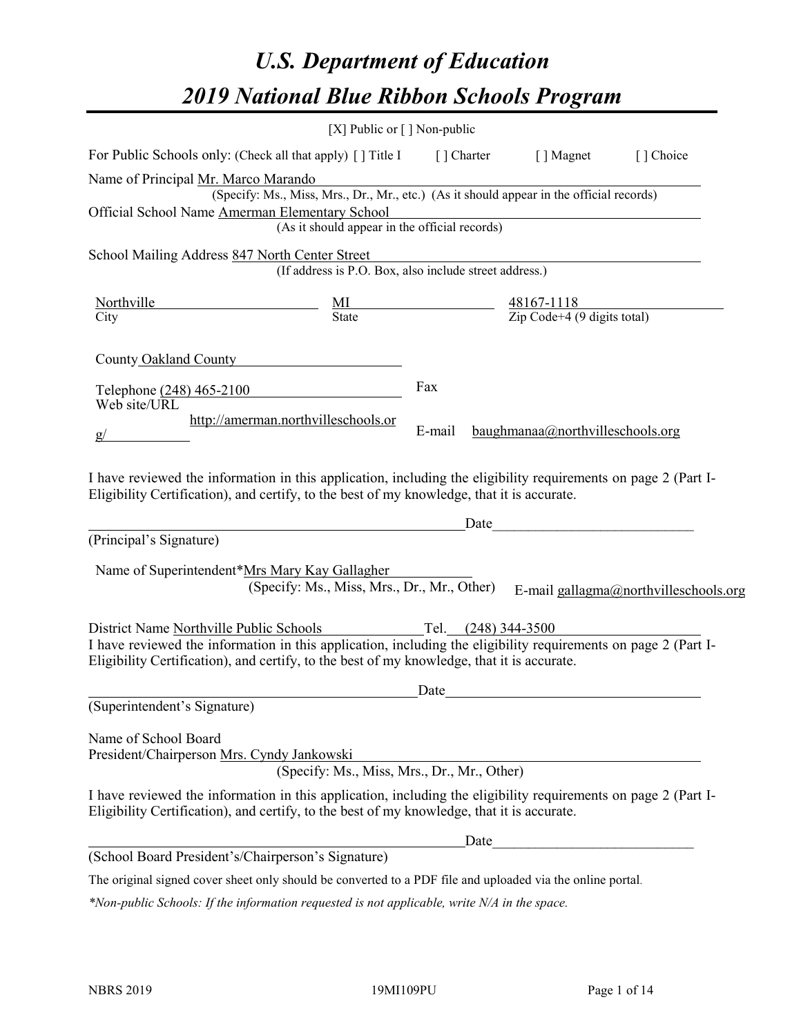# *U.S. Department of Education*

# *2019 National Blue Ribbon Schools Program*

[X] Public or [ ] Non-public

For Public Schools only: (Check all that apply) [ ] Title I [ ] Charter [ ] Magnet [ ] Choice

Name of Principal Mr. Marco Marando
(Specify: Ms., Miss, Mrs., Dr., Mr., etc.) (As it should appear in the official records)

Official School Name Amerman Elementary School
(As it should appear in the official records)

School Mailing Address 847 North Center Street
(If address is P.O. Box, also include street address.)

| Northville | MI | 48167-1118 |
|---|---|---|
| City | State | Zip Code+4 (9 digits total) |

County Oakland County

Telephone (248) 465-2100 Fax

Web site/URL http://amerman.northvilleschools.org/ E-mail baughmanaa@northvilleschools.org

I have reviewed the information in this application, including the eligibility requirements on page 2 (Part I-Eligibility Certification), and certify, to the best of my knowledge, that it is accurate.

_________________________________________ Date_________________________

(Principal's Signature)

Name of Superintendent* Mrs Mary Kay Gallagher
(Specify: Ms., Miss, Mrs., Dr., Mr., Other) E-mail gallagma@northvilleschools.org

District Name Northville Public Schools Tel. (248) 344-3500

I have reviewed the information in this application, including the eligibility requirements on page 2 (Part I-Eligibility Certification), and certify, to the best of my knowledge, that it is accurate.

_________________________________________ Date_________________________

(Superintendent's Signature)

Name of School Board President/Chairperson Mrs. Cyndy Jankowski
(Specify: Ms., Miss, Mrs., Dr., Mr., Other)

I have reviewed the information in this application, including the eligibility requirements on page 2 (Part I-Eligibility Certification), and certify, to the best of my knowledge, that it is accurate.

_________________________________________ Date_________________________

(School Board President's/Chairperson's Signature)

The original signed cover sheet only should be converted to a PDF file and uploaded via the online portal.

*\*Non-public Schools: If the information requested is not applicable, write N/A in the space.*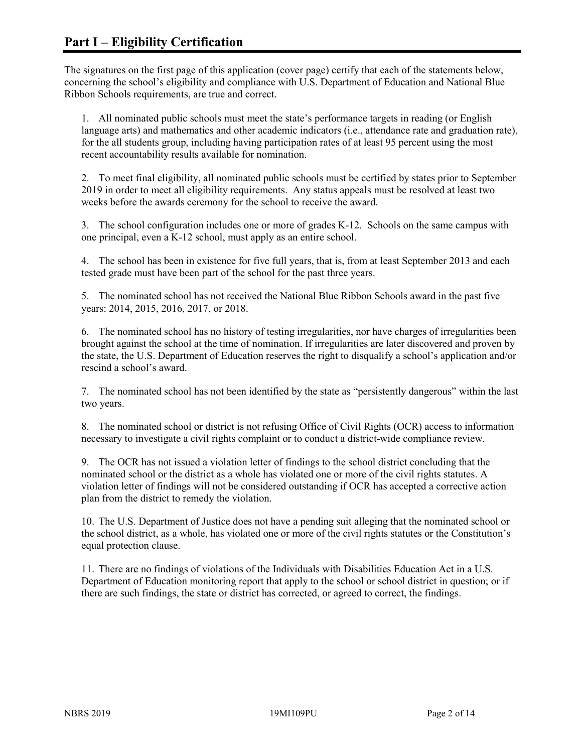# Part I – Eligibility Certification

The signatures on the first page of this application (cover page) certify that each of the statements below, concerning the school's eligibility and compliance with U.S. Department of Education and National Blue Ribbon Schools requirements, are true and correct.

1. All nominated public schools must meet the state's performance targets in reading (or English language arts) and mathematics and other academic indicators (i.e., attendance rate and graduation rate), for the all students group, including having participation rates of at least 95 percent using the most recent accountability results available for nomination.

2. To meet final eligibility, all nominated public schools must be certified by states prior to September 2019 in order to meet all eligibility requirements. Any status appeals must be resolved at least two weeks before the awards ceremony for the school to receive the award.

3. The school configuration includes one or more of grades K-12. Schools on the same campus with one principal, even a K-12 school, must apply as an entire school.

4. The school has been in existence for five full years, that is, from at least September 2013 and each tested grade must have been part of the school for the past three years.

5. The nominated school has not received the National Blue Ribbon Schools award in the past five years: 2014, 2015, 2016, 2017, or 2018.

6. The nominated school has no history of testing irregularities, nor have charges of irregularities been brought against the school at the time of nomination. If irregularities are later discovered and proven by the state, the U.S. Department of Education reserves the right to disqualify a school's application and/or rescind a school's award.

7. The nominated school has not been identified by the state as "persistently dangerous" within the last two years.

8. The nominated school or district is not refusing Office of Civil Rights (OCR) access to information necessary to investigate a civil rights complaint or to conduct a district-wide compliance review.

9. The OCR has not issued a violation letter of findings to the school district concluding that the nominated school or the district as a whole has violated one or more of the civil rights statutes. A violation letter of findings will not be considered outstanding if OCR has accepted a corrective action plan from the district to remedy the violation.

10. The U.S. Department of Justice does not have a pending suit alleging that the nominated school or the school district, as a whole, has violated one or more of the civil rights statutes or the Constitution's equal protection clause.

11. There are no findings of violations of the Individuals with Disabilities Education Act in a U.S. Department of Education monitoring report that apply to the school or school district in question; or if there are such findings, the state or district has corrected, or agreed to correct, the findings.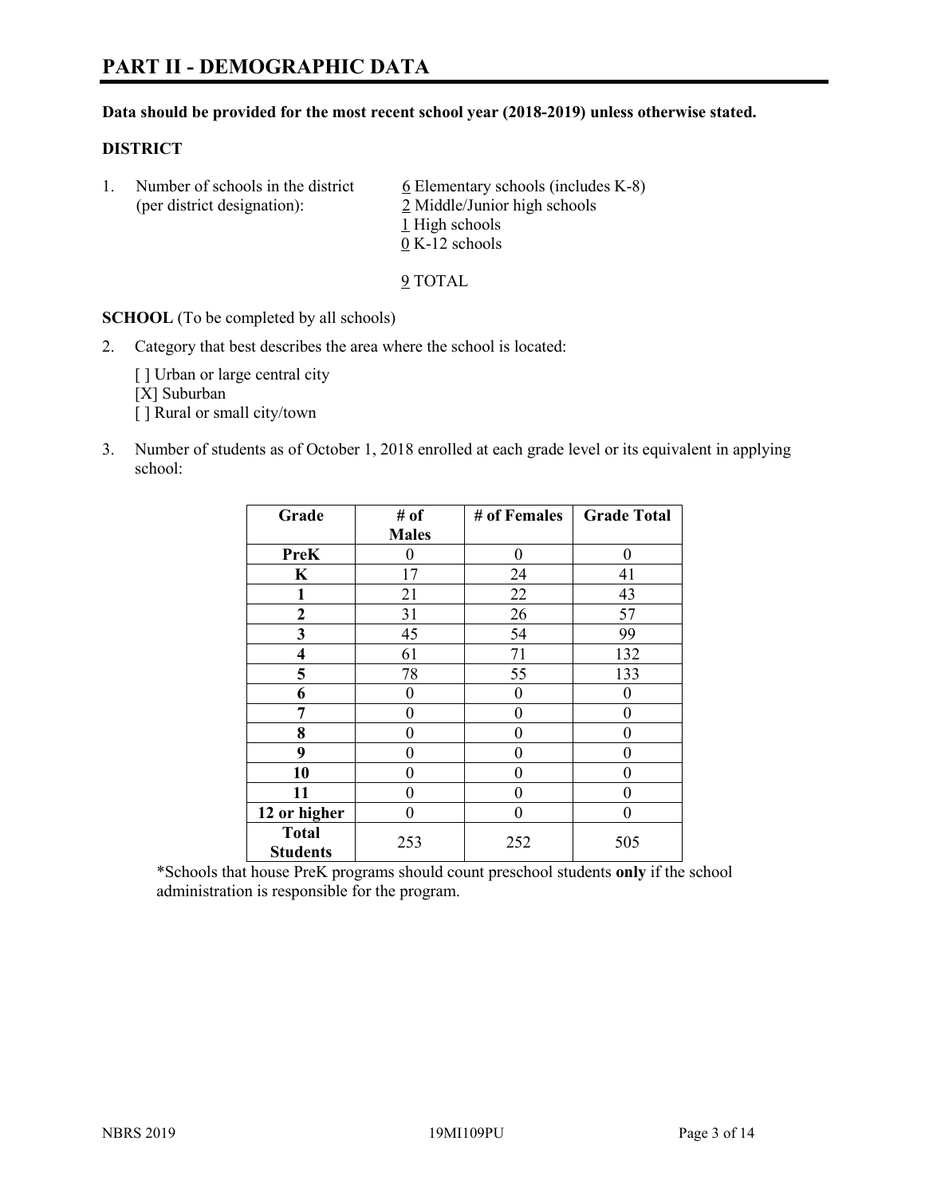# PART II - DEMOGRAPHIC DATA

**Data should be provided for the most recent school year (2018-2019) unless otherwise stated.**

**DISTRICT**

1. Number of schools in the district (per district designation):

   6 Elementary schools (includes K-8)
   2 Middle/Junior high schools
   1 High schools
   0 K-12 schools

   9 TOTAL

**SCHOOL** (To be completed by all schools)

2. Category that best describes the area where the school is located:

   [ ] Urban or large central city
   [X] Suburban
   [ ] Rural or small city/town

3. Number of students as of October 1, 2018 enrolled at each grade level or its equivalent in applying school:

| Grade | # of Males | # of Females | Grade Total |
|---|---|---|---|
| **PreK** | 0 | 0 | 0 |
| **K** | 17 | 24 | 41 |
| **1** | 21 | 22 | 43 |
| **2** | 31 | 26 | 57 |
| **3** | 45 | 54 | 99 |
| **4** | 61 | 71 | 132 |
| **5** | 78 | 55 | 133 |
| **6** | 0 | 0 | 0 |
| **7** | 0 | 0 | 0 |
| **8** | 0 | 0 | 0 |
| **9** | 0 | 0 | 0 |
| **10** | 0 | 0 | 0 |
| **11** | 0 | 0 | 0 |
| **12 or higher** | 0 | 0 | 0 |
| **Total Students** | 253 | 252 | 505 |

*Schools that house PreK programs should count preschool students **only** if the school administration is responsible for the program.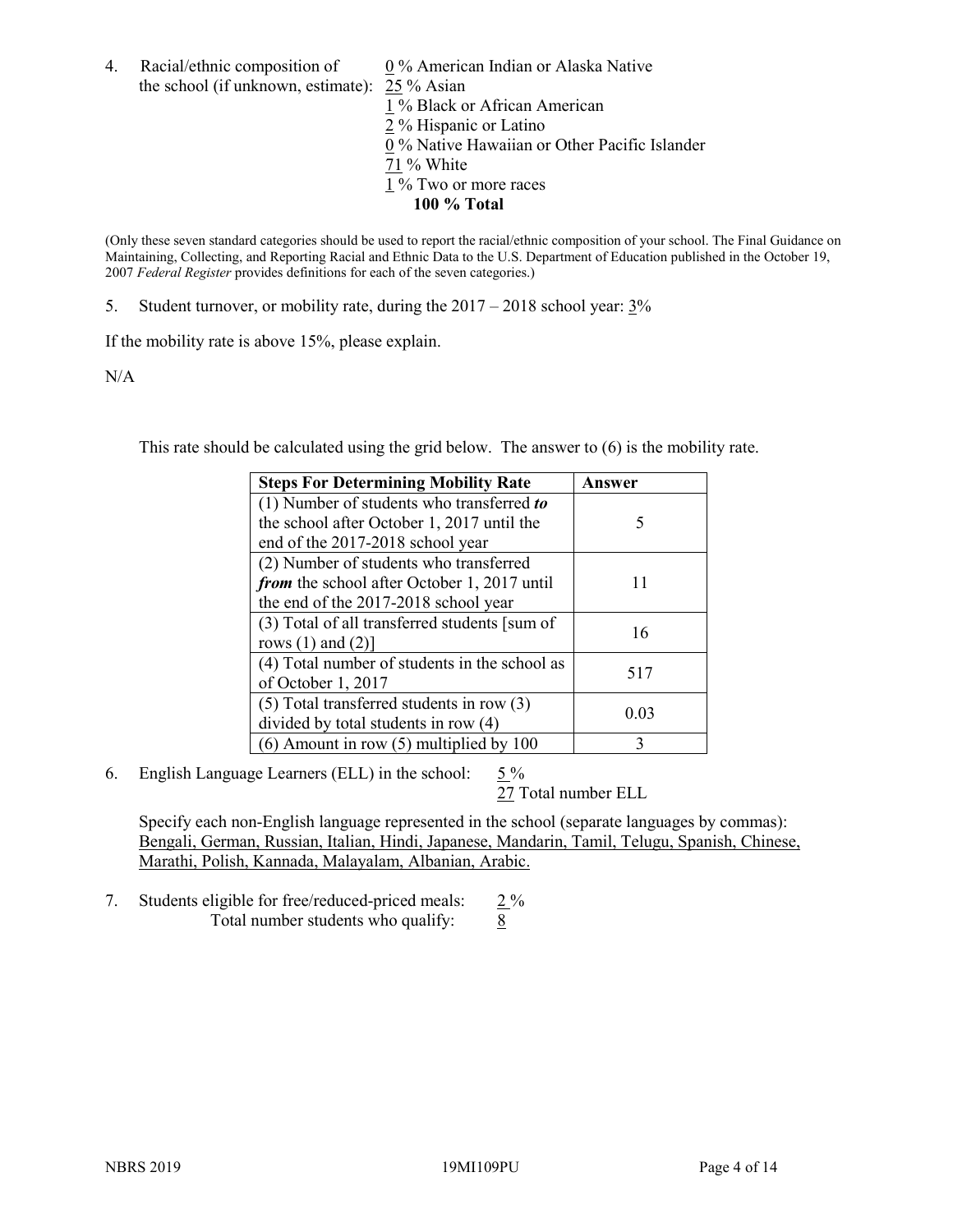4. Racial/ethnic composition of the school (if unknown, estimate):
   0 % American Indian or Alaska Native
   25 % Asian
   1 % Black or African American
   2 % Hispanic or Latino
   0 % Native Hawaiian or Other Pacific Islander
   71 % White
   1 % Two or more races
   **100 % Total**

(Only these seven standard categories should be used to report the racial/ethnic composition of your school. The Final Guidance on Maintaining, Collecting, and Reporting Racial and Ethnic Data to the U.S. Department of Education published in the October 19, 2007 *Federal Register* provides definitions for each of the seven categories.)

5. Student turnover, or mobility rate, during the 2017 – 2018 school year: 3%

If the mobility rate is above 15%, please explain.

N/A

This rate should be calculated using the grid below. The answer to (6) is the mobility rate.

| **Steps For Determining Mobility Rate** | **Answer** |
| --- | --- |
| (1) Number of students who transferred ***to*** the school after October 1, 2017 until the end of the 2017-2018 school year | 5 |
| (2) Number of students who transferred ***from*** the school after October 1, 2017 until the end of the 2017-2018 school year | 11 |
| (3) Total of all transferred students [sum of rows (1) and (2)] | 16 |
| (4) Total number of students in the school as of October 1, 2017 | 517 |
| (5) Total transferred students in row (3) divided by total students in row (4) | 0.03 |
| (6) Amount in row (5) multiplied by 100 | 3 |

6. English Language Learners (ELL) in the school: 5 %
   27 Total number ELL

   Specify each non-English language represented in the school (separate languages by commas): Bengali, German, Russian, Italian, Hindi, Japanese, Mandarin, Tamil, Telugu, Spanish, Chinese, Marathi, Polish, Kannada, Malayalam, Albanian, Arabic.

7. Students eligible for free/reduced-priced meals: 2 %
   Total number students who qualify: 8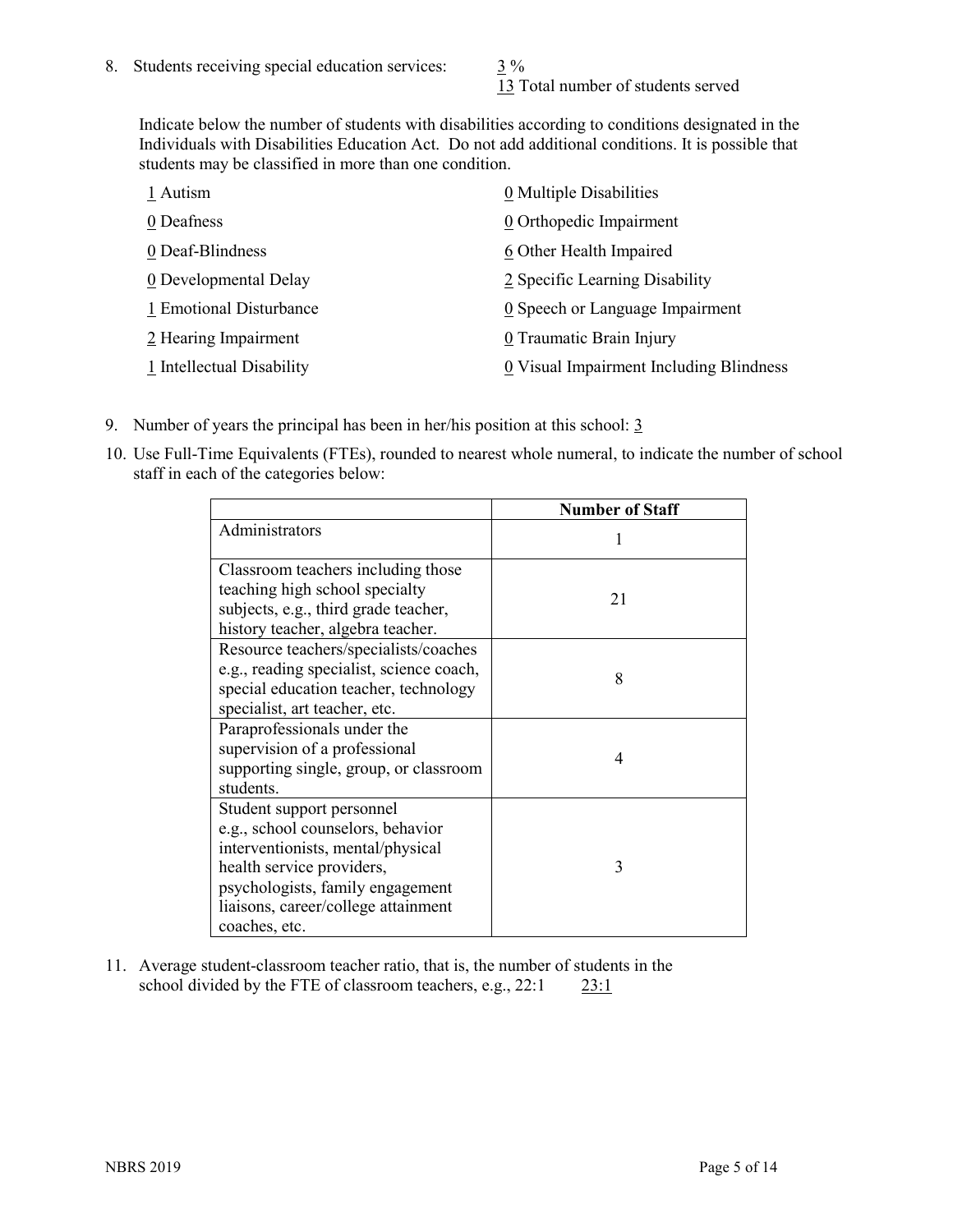8. Students receiving special education services: 3 %
   13 Total number of students served

   Indicate below the number of students with disabilities according to conditions designated in the Individuals with Disabilities Education Act. Do not add additional conditions. It is possible that students may be classified in more than one condition.

   1 Autism
   0 Deafness
   0 Deaf-Blindness
   0 Developmental Delay
   1 Emotional Disturbance
   2 Hearing Impairment
   1 Intellectual Disability
   0 Multiple Disabilities
   0 Orthopedic Impairment
   6 Other Health Impaired
   2 Specific Learning Disability
   0 Speech or Language Impairment
   0 Traumatic Brain Injury
   0 Visual Impairment Including Blindness

9. Number of years the principal has been in her/his position at this school: 3

10. Use Full-Time Equivalents (FTEs), rounded to nearest whole numeral, to indicate the number of school staff in each of the categories below:

| | Number of Staff |
|---|---|
| Administrators | 1 |
| Classroom teachers including those teaching high school specialty subjects, e.g., third grade teacher, history teacher, algebra teacher. | 21 |
| Resource teachers/specialists/coaches e.g., reading specialist, science coach, special education teacher, technology specialist, art teacher, etc. | 8 |
| Paraprofessionals under the supervision of a professional supporting single, group, or classroom students. | 4 |
| Student support personnel e.g., school counselors, behavior interventionists, mental/physical health service providers, psychologists, family engagement liaisons, career/college attainment coaches, etc. | 3 |

11. Average student-classroom teacher ratio, that is, the number of students in the school divided by the FTE of classroom teachers, e.g., 22:1 23:1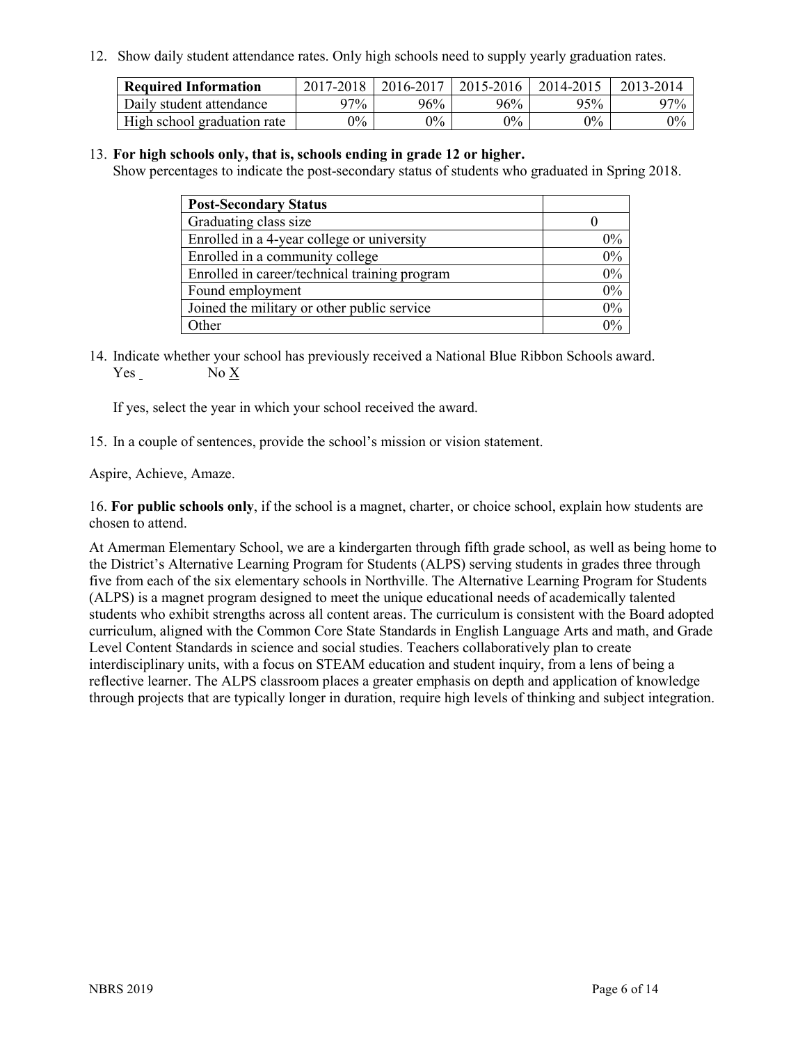12. Show daily student attendance rates. Only high schools need to supply yearly graduation rates.

| Required Information | 2017-2018 | 2016-2017 | 2015-2016 | 2014-2015 | 2013-2014 |
|---|---|---|---|---|---|
| Daily student attendance | 97% | 96% | 96% | 95% | 97% |
| High school graduation rate | 0% | 0% | 0% | 0% | 0% |

13. **For high schools only, that is, schools ending in grade 12 or higher.**
Show percentages to indicate the post-secondary status of students who graduated in Spring 2018.

| Post-Secondary Status | |
|---|---|
| Graduating class size | 0 |
| Enrolled in a 4-year college or university | 0% |
| Enrolled in a community college | 0% |
| Enrolled in career/technical training program | 0% |
| Found employment | 0% |
| Joined the military or other public service | 0% |
| Other | 0% |

14. Indicate whether your school has previously received a National Blue Ribbon Schools award.
Yes _ No X

If yes, select the year in which your school received the award.

15. In a couple of sentences, provide the school's mission or vision statement.

Aspire, Achieve, Amaze.

16. **For public schools only**, if the school is a magnet, charter, or choice school, explain how students are chosen to attend.

At Amerman Elementary School, we are a kindergarten through fifth grade school, as well as being home to the District's Alternative Learning Program for Students (ALPS) serving students in grades three through five from each of the six elementary schools in Northville. The Alternative Learning Program for Students (ALPS) is a magnet program designed to meet the unique educational needs of academically talented students who exhibit strengths across all content areas. The curriculum is consistent with the Board adopted curriculum, aligned with the Common Core State Standards in English Language Arts and math, and Grade Level Content Standards in science and social studies. Teachers collaboratively plan to create interdisciplinary units, with a focus on STEAM education and student inquiry, from a lens of being a reflective learner. The ALPS classroom places a greater emphasis on depth and application of knowledge through projects that are typically longer in duration, require high levels of thinking and subject integration.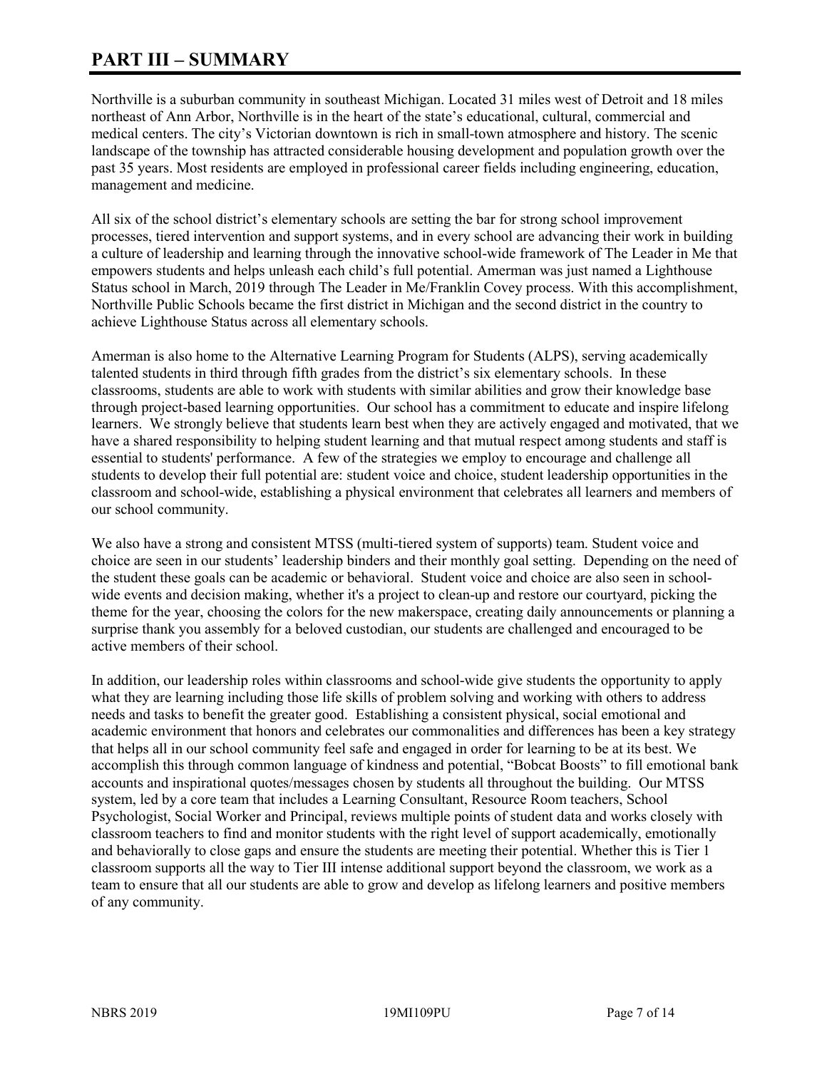# PART III – SUMMARY

Northville is a suburban community in southeast Michigan. Located 31 miles west of Detroit and 18 miles northeast of Ann Arbor, Northville is in the heart of the state's educational, cultural, commercial and medical centers. The city's Victorian downtown is rich in small-town atmosphere and history. The scenic landscape of the township has attracted considerable housing development and population growth over the past 35 years. Most residents are employed in professional career fields including engineering, education, management and medicine.

All six of the school district's elementary schools are setting the bar for strong school improvement processes, tiered intervention and support systems, and in every school are advancing their work in building a culture of leadership and learning through the innovative school-wide framework of The Leader in Me that empowers students and helps unleash each child's full potential. Amerman was just named a Lighthouse Status school in March, 2019 through The Leader in Me/Franklin Covey process. With this accomplishment, Northville Public Schools became the first district in Michigan and the second district in the country to achieve Lighthouse Status across all elementary schools.

Amerman is also home to the Alternative Learning Program for Students (ALPS), serving academically talented students in third through fifth grades from the district's six elementary schools. In these classrooms, students are able to work with students with similar abilities and grow their knowledge base through project-based learning opportunities. Our school has a commitment to educate and inspire lifelong learners. We strongly believe that students learn best when they are actively engaged and motivated, that we have a shared responsibility to helping student learning and that mutual respect among students and staff is essential to students' performance. A few of the strategies we employ to encourage and challenge all students to develop their full potential are: student voice and choice, student leadership opportunities in the classroom and school-wide, establishing a physical environment that celebrates all learners and members of our school community.

We also have a strong and consistent MTSS (multi-tiered system of supports) team. Student voice and choice are seen in our students' leadership binders and their monthly goal setting. Depending on the need of the student these goals can be academic or behavioral. Student voice and choice are also seen in school-wide events and decision making, whether it's a project to clean-up and restore our courtyard, picking the theme for the year, choosing the colors for the new makerspace, creating daily announcements or planning a surprise thank you assembly for a beloved custodian, our students are challenged and encouraged to be active members of their school.

In addition, our leadership roles within classrooms and school-wide give students the opportunity to apply what they are learning including those life skills of problem solving and working with others to address needs and tasks to benefit the greater good. Establishing a consistent physical, social emotional and academic environment that honors and celebrates our commonalities and differences has been a key strategy that helps all in our school community feel safe and engaged in order for learning to be at its best. We accomplish this through common language of kindness and potential, "Bobcat Boosts" to fill emotional bank accounts and inspirational quotes/messages chosen by students all throughout the building. Our MTSS system, led by a core team that includes a Learning Consultant, Resource Room teachers, School Psychologist, Social Worker and Principal, reviews multiple points of student data and works closely with classroom teachers to find and monitor students with the right level of support academically, emotionally and behaviorally to close gaps and ensure the students are meeting their potential. Whether this is Tier 1 classroom supports all the way to Tier III intense additional support beyond the classroom, we work as a team to ensure that all our students are able to grow and develop as lifelong learners and positive members of any community.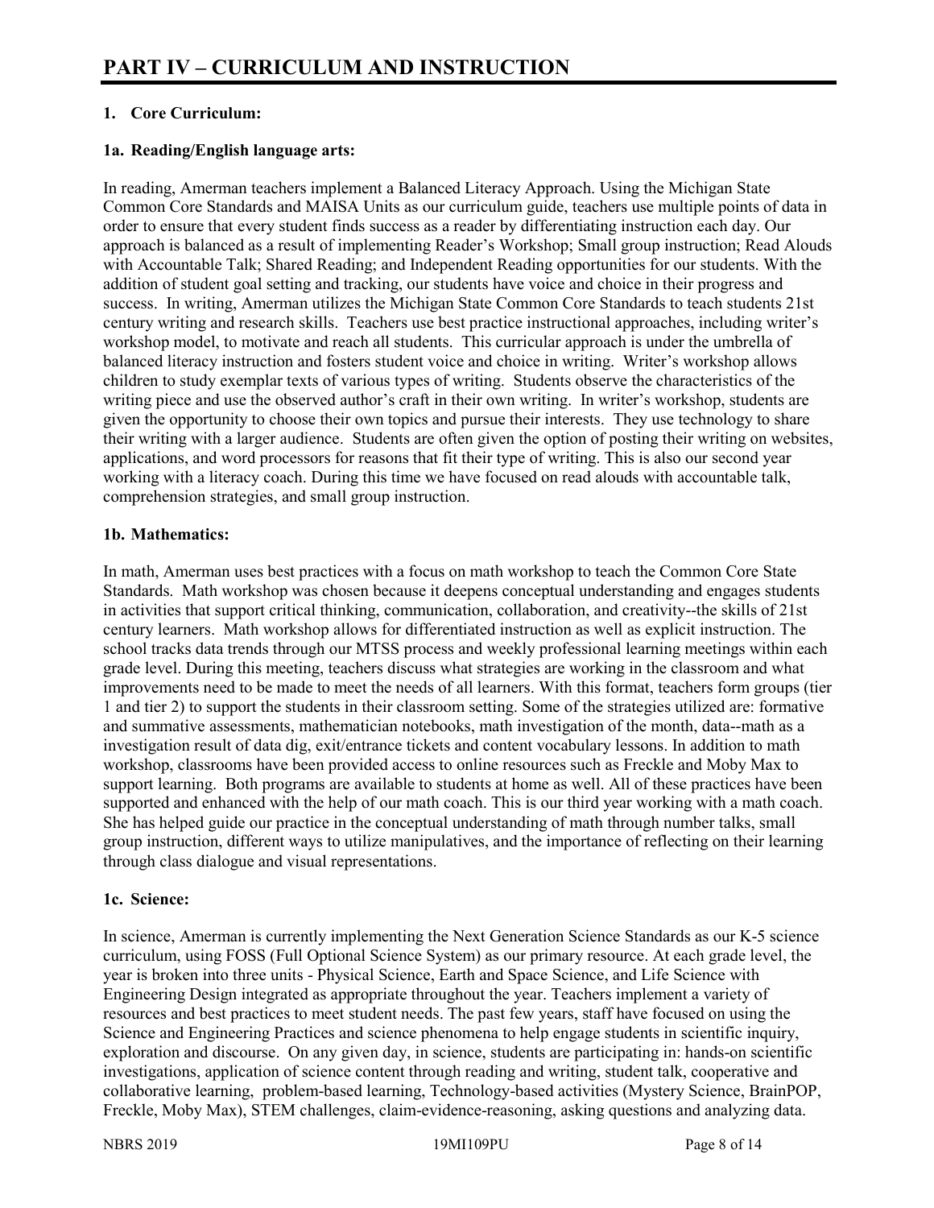# PART IV – CURRICULUM AND INSTRUCTION

## 1. Core Curriculum:

### 1a. Reading/English language arts:

In reading, Amerman teachers implement a Balanced Literacy Approach. Using the Michigan State Common Core Standards and MAISA Units as our curriculum guide, teachers use multiple points of data in order to ensure that every student finds success as a reader by differentiating instruction each day. Our approach is balanced as a result of implementing Reader's Workshop; Small group instruction; Read Alouds with Accountable Talk; Shared Reading; and Independent Reading opportunities for our students. With the addition of student goal setting and tracking, our students have voice and choice in their progress and success. In writing, Amerman utilizes the Michigan State Common Core Standards to teach students 21st century writing and research skills. Teachers use best practice instructional approaches, including writer's workshop model, to motivate and reach all students. This curricular approach is under the umbrella of balanced literacy instruction and fosters student voice and choice in writing. Writer's workshop allows children to study exemplar texts of various types of writing. Students observe the characteristics of the writing piece and use the observed author's craft in their own writing. In writer's workshop, students are given the opportunity to choose their own topics and pursue their interests. They use technology to share their writing with a larger audience. Students are often given the option of posting their writing on websites, applications, and word processors for reasons that fit their type of writing. This is also our second year working with a literacy coach. During this time we have focused on read alouds with accountable talk, comprehension strategies, and small group instruction.

### 1b. Mathematics:

In math, Amerman uses best practices with a focus on math workshop to teach the Common Core State Standards. Math workshop was chosen because it deepens conceptual understanding and engages students in activities that support critical thinking, communication, collaboration, and creativity--the skills of 21st century learners. Math workshop allows for differentiated instruction as well as explicit instruction. The school tracks data trends through our MTSS process and weekly professional learning meetings within each grade level. During this meeting, teachers discuss what strategies are working in the classroom and what improvements need to be made to meet the needs of all learners. With this format, teachers form groups (tier 1 and tier 2) to support the students in their classroom setting. Some of the strategies utilized are: formative and summative assessments, mathematician notebooks, math investigation of the month, data--math as a investigation result of data dig, exit/entrance tickets and content vocabulary lessons. In addition to math workshop, classrooms have been provided access to online resources such as Freckle and Moby Max to support learning. Both programs are available to students at home as well. All of these practices have been supported and enhanced with the help of our math coach. This is our third year working with a math coach. She has helped guide our practice in the conceptual understanding of math through number talks, small group instruction, different ways to utilize manipulatives, and the importance of reflecting on their learning through class dialogue and visual representations.

### 1c. Science:

In science, Amerman is currently implementing the Next Generation Science Standards as our K-5 science curriculum, using FOSS (Full Optional Science System) as our primary resource. At each grade level, the year is broken into three units - Physical Science, Earth and Space Science, and Life Science with Engineering Design integrated as appropriate throughout the year. Teachers implement a variety of resources and best practices to meet student needs. The past few years, staff have focused on using the Science and Engineering Practices and science phenomena to help engage students in scientific inquiry, exploration and discourse. On any given day, in science, students are participating in: hands-on scientific investigations, application of science content through reading and writing, student talk, cooperative and collaborative learning, problem-based learning, Technology-based activities (Mystery Science, BrainPOP, Freckle, Moby Max), STEM challenges, claim-evidence-reasoning, asking questions and analyzing data.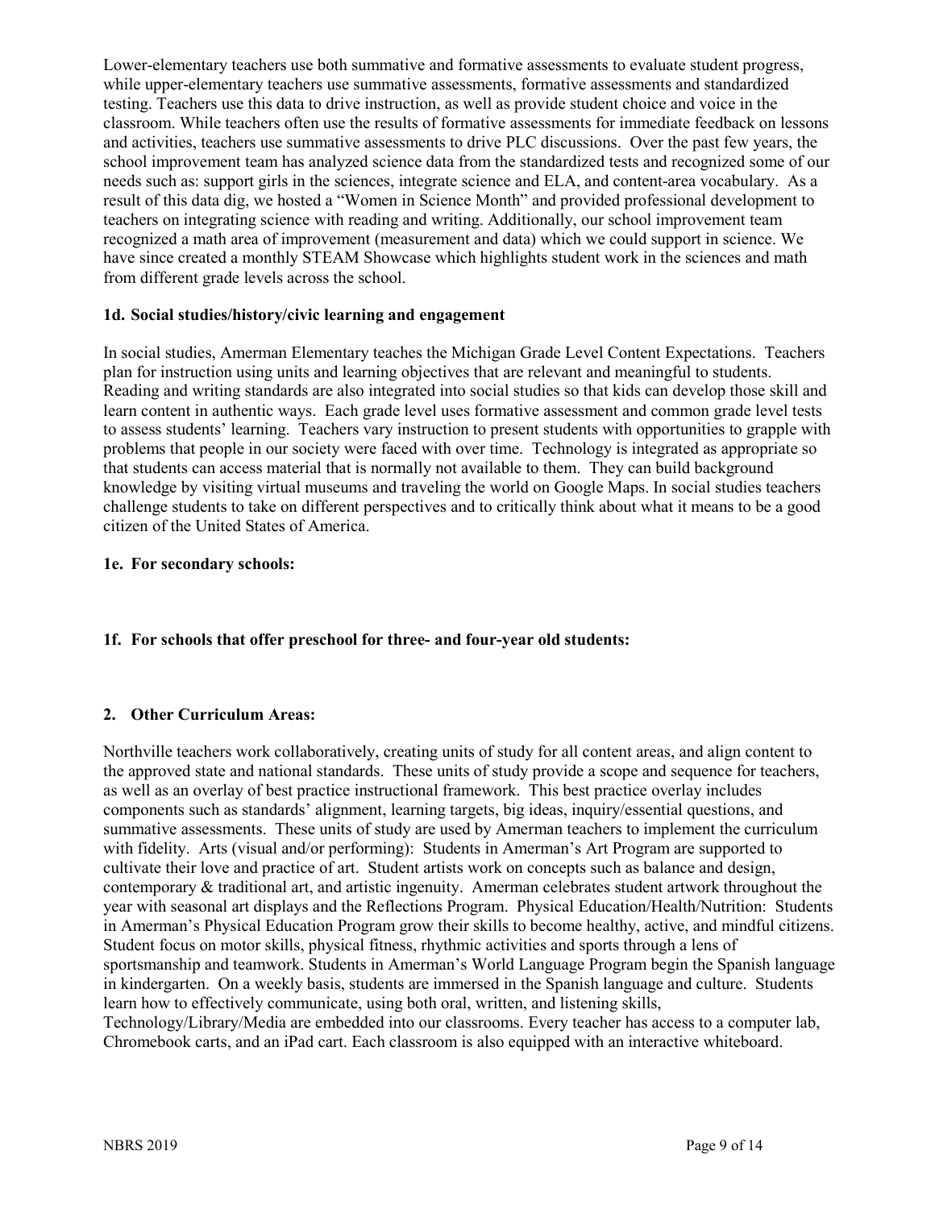Lower-elementary teachers use both summative and formative assessments to evaluate student progress, while upper-elementary teachers use summative assessments, formative assessments and standardized testing. Teachers use this data to drive instruction, as well as provide student choice and voice in the classroom. While teachers often use the results of formative assessments for immediate feedback on lessons and activities, teachers use summative assessments to drive PLC discussions. Over the past few years, the school improvement team has analyzed science data from the standardized tests and recognized some of our needs such as: support girls in the sciences, integrate science and ELA, and content-area vocabulary. As a result of this data dig, we hosted a "Women in Science Month" and provided professional development to teachers on integrating science with reading and writing. Additionally, our school improvement team recognized a math area of improvement (measurement and data) which we could support in science. We have since created a monthly STEAM Showcase which highlights student work in the sciences and math from different grade levels across the school.

**1d. Social studies/history/civic learning and engagement**

In social studies, Amerman Elementary teaches the Michigan Grade Level Content Expectations. Teachers plan for instruction using units and learning objectives that are relevant and meaningful to students. Reading and writing standards are also integrated into social studies so that kids can develop those skill and learn content in authentic ways. Each grade level uses formative assessment and common grade level tests to assess students' learning. Teachers vary instruction to present students with opportunities to grapple with problems that people in our society were faced with over time. Technology is integrated as appropriate so that students can access material that is normally not available to them. They can build background knowledge by visiting virtual museums and traveling the world on Google Maps. In social studies teachers challenge students to take on different perspectives and to critically think about what it means to be a good citizen of the United States of America.

**1e. For secondary schools:**

**1f. For schools that offer preschool for three- and four-year old students:**

**2. Other Curriculum Areas:**

Northville teachers work collaboratively, creating units of study for all content areas, and align content to the approved state and national standards. These units of study provide a scope and sequence for teachers, as well as an overlay of best practice instructional framework. This best practice overlay includes components such as standards' alignment, learning targets, big ideas, inquiry/essential questions, and summative assessments. These units of study are used by Amerman teachers to implement the curriculum with fidelity. Arts (visual and/or performing): Students in Amerman's Art Program are supported to cultivate their love and practice of art. Student artists work on concepts such as balance and design, contemporary & traditional art, and artistic ingenuity. Amerman celebrates student artwork throughout the year with seasonal art displays and the Reflections Program. Physical Education/Health/Nutrition: Students in Amerman's Physical Education Program grow their skills to become healthy, active, and mindful citizens. Student focus on motor skills, physical fitness, rhythmic activities and sports through a lens of sportsmanship and teamwork. Students in Amerman's World Language Program begin the Spanish language in kindergarten. On a weekly basis, students are immersed in the Spanish language and culture. Students learn how to effectively communicate, using both oral, written, and listening skills, Technology/Library/Media are embedded into our classrooms. Every teacher has access to a computer lab, Chromebook carts, and an iPad cart. Each classroom is also equipped with an interactive whiteboard.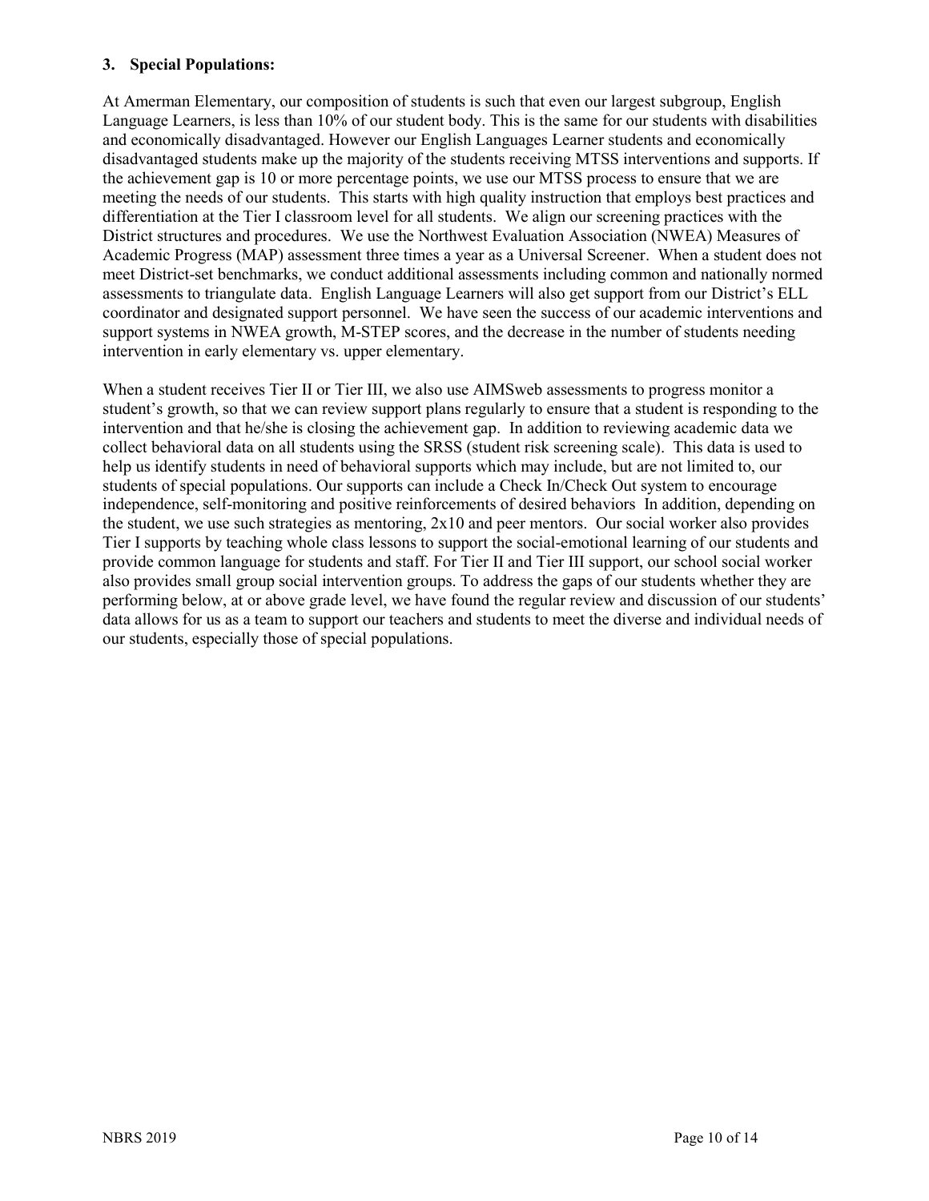### 3. Special Populations:

At Amerman Elementary, our composition of students is such that even our largest subgroup, English Language Learners, is less than 10% of our student body. This is the same for our students with disabilities and economically disadvantaged. However our English Languages Learner students and economically disadvantaged students make up the majority of the students receiving MTSS interventions and supports. If the achievement gap is 10 or more percentage points, we use our MTSS process to ensure that we are meeting the needs of our students. This starts with high quality instruction that employs best practices and differentiation at the Tier I classroom level for all students. We align our screening practices with the District structures and procedures. We use the Northwest Evaluation Association (NWEA) Measures of Academic Progress (MAP) assessment three times a year as a Universal Screener. When a student does not meet District-set benchmarks, we conduct additional assessments including common and nationally normed assessments to triangulate data. English Language Learners will also get support from our District's ELL coordinator and designated support personnel. We have seen the success of our academic interventions and support systems in NWEA growth, M-STEP scores, and the decrease in the number of students needing intervention in early elementary vs. upper elementary.

When a student receives Tier II or Tier III, we also use AIMSweb assessments to progress monitor a student's growth, so that we can review support plans regularly to ensure that a student is responding to the intervention and that he/she is closing the achievement gap. In addition to reviewing academic data we collect behavioral data on all students using the SRSS (student risk screening scale). This data is used to help us identify students in need of behavioral supports which may include, but are not limited to, our students of special populations. Our supports can include a Check In/Check Out system to encourage independence, self-monitoring and positive reinforcements of desired behaviors In addition, depending on the student, we use such strategies as mentoring, 2x10 and peer mentors. Our social worker also provides Tier I supports by teaching whole class lessons to support the social-emotional learning of our students and provide common language for students and staff. For Tier II and Tier III support, our school social worker also provides small group social intervention groups. To address the gaps of our students whether they are performing below, at or above grade level, we have found the regular review and discussion of our students' data allows for us as a team to support our teachers and students to meet the diverse and individual needs of our students, especially those of special populations.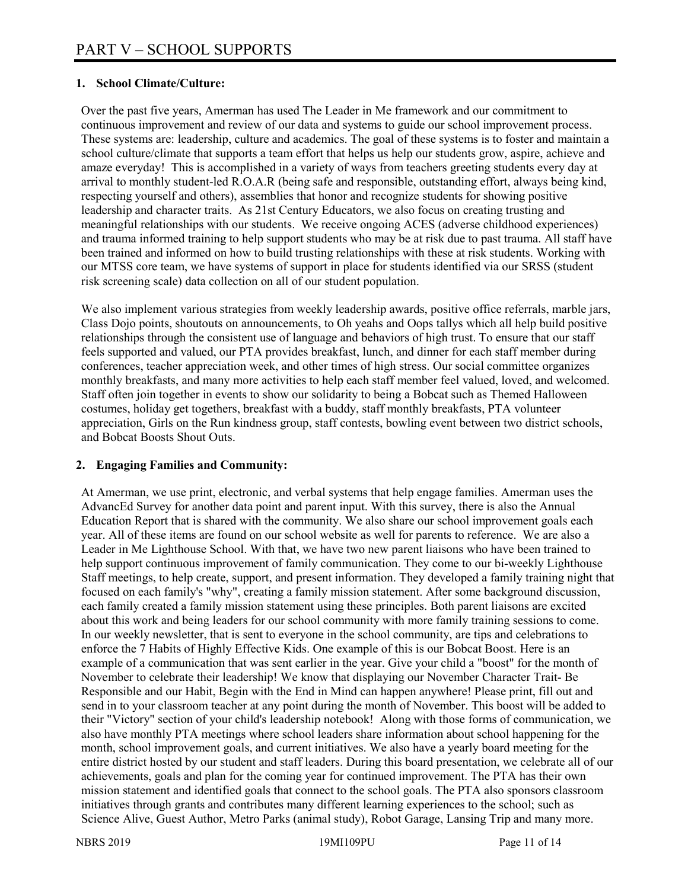# PART V – SCHOOL SUPPORTS

## 1. School Climate/Culture:

Over the past five years, Amerman has used The Leader in Me framework and our commitment to continuous improvement and review of our data and systems to guide our school improvement process. These systems are: leadership, culture and academics. The goal of these systems is to foster and maintain a school culture/climate that supports a team effort that helps us help our students grow, aspire, achieve and amaze everyday! This is accomplished in a variety of ways from teachers greeting students every day at arrival to monthly student-led R.O.A.R (being safe and responsible, outstanding effort, always being kind, respecting yourself and others), assemblies that honor and recognize students for showing positive leadership and character traits. As 21st Century Educators, we also focus on creating trusting and meaningful relationships with our students. We receive ongoing ACES (adverse childhood experiences) and trauma informed training to help support students who may be at risk due to past trauma. All staff have been trained and informed on how to build trusting relationships with these at risk students. Working with our MTSS core team, we have systems of support in place for students identified via our SRSS (student risk screening scale) data collection on all of our student population.

We also implement various strategies from weekly leadership awards, positive office referrals, marble jars, Class Dojo points, shoutouts on announcements, to Oh yeahs and Oops tallys which all help build positive relationships through the consistent use of language and behaviors of high trust. To ensure that our staff feels supported and valued, our PTA provides breakfast, lunch, and dinner for each staff member during conferences, teacher appreciation week, and other times of high stress. Our social committee organizes monthly breakfasts, and many more activities to help each staff member feel valued, loved, and welcomed. Staff often join together in events to show our solidarity to being a Bobcat such as Themed Halloween costumes, holiday get togethers, breakfast with a buddy, staff monthly breakfasts, PTA volunteer appreciation, Girls on the Run kindness group, staff contests, bowling event between two district schools, and Bobcat Boosts Shout Outs.

## 2. Engaging Families and Community:

At Amerman, we use print, electronic, and verbal systems that help engage families. Amerman uses the AdvancEd Survey for another data point and parent input. With this survey, there is also the Annual Education Report that is shared with the community. We also share our school improvement goals each year. All of these items are found on our school website as well for parents to reference. We are also a Leader in Me Lighthouse School. With that, we have two new parent liaisons who have been trained to help support continuous improvement of family communication. They come to our bi-weekly Lighthouse Staff meetings, to help create, support, and present information. They developed a family training night that focused on each family's "why", creating a family mission statement. After some background discussion, each family created a family mission statement using these principles. Both parent liaisons are excited about this work and being leaders for our school community with more family training sessions to come. In our weekly newsletter, that is sent to everyone in the school community, are tips and celebrations to enforce the 7 Habits of Highly Effective Kids. One example of this is our Bobcat Boost. Here is an example of a communication that was sent earlier in the year. Give your child a "boost" for the month of November to celebrate their leadership! We know that displaying our November Character Trait- Be Responsible and our Habit, Begin with the End in Mind can happen anywhere! Please print, fill out and send in to your classroom teacher at any point during the month of November. This boost will be added to their "Victory" section of your child's leadership notebook! Along with those forms of communication, we also have monthly PTA meetings where school leaders share information about school happening for the month, school improvement goals, and current initiatives. We also have a yearly board meeting for the entire district hosted by our student and staff leaders. During this board presentation, we celebrate all of our achievements, goals and plan for the coming year for continued improvement. The PTA has their own mission statement and identified goals that connect to the school goals. The PTA also sponsors classroom initiatives through grants and contributes many different learning experiences to the school; such as Science Alive, Guest Author, Metro Parks (animal study), Robot Garage, Lansing Trip and many more.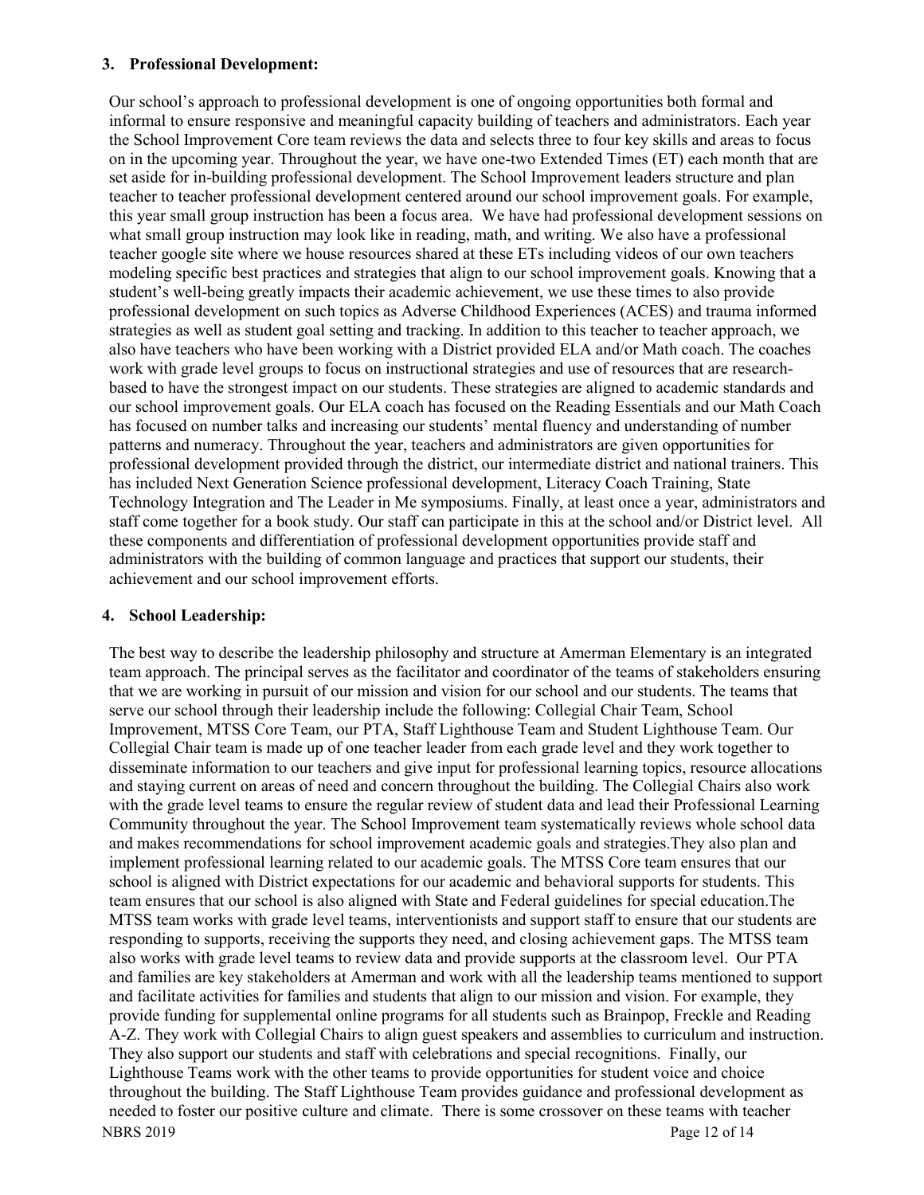### 3. Professional Development:

Our school's approach to professional development is one of ongoing opportunities both formal and informal to ensure responsive and meaningful capacity building of teachers and administrators. Each year the School Improvement Core team reviews the data and selects three to four key skills and areas to focus on in the upcoming year. Throughout the year, we have one-two Extended Times (ET) each month that are set aside for in-building professional development. The School Improvement leaders structure and plan teacher to teacher professional development centered around our school improvement goals. For example, this year small group instruction has been a focus area. We have had professional development sessions on what small group instruction may look like in reading, math, and writing. We also have a professional teacher google site where we house resources shared at these ETs including videos of our own teachers modeling specific best practices and strategies that align to our school improvement goals. Knowing that a student's well-being greatly impacts their academic achievement, we use these times to also provide professional development on such topics as Adverse Childhood Experiences (ACES) and trauma informed strategies as well as student goal setting and tracking. In addition to this teacher to teacher approach, we also have teachers who have been working with a District provided ELA and/or Math coach. The coaches work with grade level groups to focus on instructional strategies and use of resources that are research-based to have the strongest impact on our students. These strategies are aligned to academic standards and our school improvement goals. Our ELA coach has focused on the Reading Essentials and our Math Coach has focused on number talks and increasing our students' mental fluency and understanding of number patterns and numeracy. Throughout the year, teachers and administrators are given opportunities for professional development provided through the district, our intermediate district and national trainers. This has included Next Generation Science professional development, Literacy Coach Training, State Technology Integration and The Leader in Me symposiums. Finally, at least once a year, administrators and staff come together for a book study. Our staff can participate in this at the school and/or District level. All these components and differentiation of professional development opportunities provide staff and administrators with the building of common language and practices that support our students, their achievement and our school improvement efforts.

### 4. School Leadership:

The best way to describe the leadership philosophy and structure at Amerman Elementary is an integrated team approach. The principal serves as the facilitator and coordinator of the teams of stakeholders ensuring that we are working in pursuit of our mission and vision for our school and our students. The teams that serve our school through their leadership include the following: Collegial Chair Team, School Improvement, MTSS Core Team, our PTA, Staff Lighthouse Team and Student Lighthouse Team. Our Collegial Chair team is made up of one teacher leader from each grade level and they work together to disseminate information to our teachers and give input for professional learning topics, resource allocations and staying current on areas of need and concern throughout the building. The Collegial Chairs also work with the grade level teams to ensure the regular review of student data and lead their Professional Learning Community throughout the year. The School Improvement team systematically reviews whole school data and makes recommendations for school improvement academic goals and strategies.They also plan and implement professional learning related to our academic goals. The MTSS Core team ensures that our school is aligned with District expectations for our academic and behavioral supports for students. This team ensures that our school is also aligned with State and Federal guidelines for special education.The MTSS team works with grade level teams, interventionists and support staff to ensure that our students are responding to supports, receiving the supports they need, and closing achievement gaps. The MTSS team also works with grade level teams to review data and provide supports at the classroom level. Our PTA and families are key stakeholders at Amerman and work with all the leadership teams mentioned to support and facilitate activities for families and students that align to our mission and vision. For example, they provide funding for supplemental online programs for all students such as Brainpop, Freckle and Reading A-Z. They work with Collegial Chairs to align guest speakers and assemblies to curriculum and instruction. They also support our students and staff with celebrations and special recognitions. Finally, our Lighthouse Teams work with the other teams to provide opportunities for student voice and choice throughout the building. The Staff Lighthouse Team provides guidance and professional development as needed to foster our positive culture and climate. There is some crossover on these teams with teacher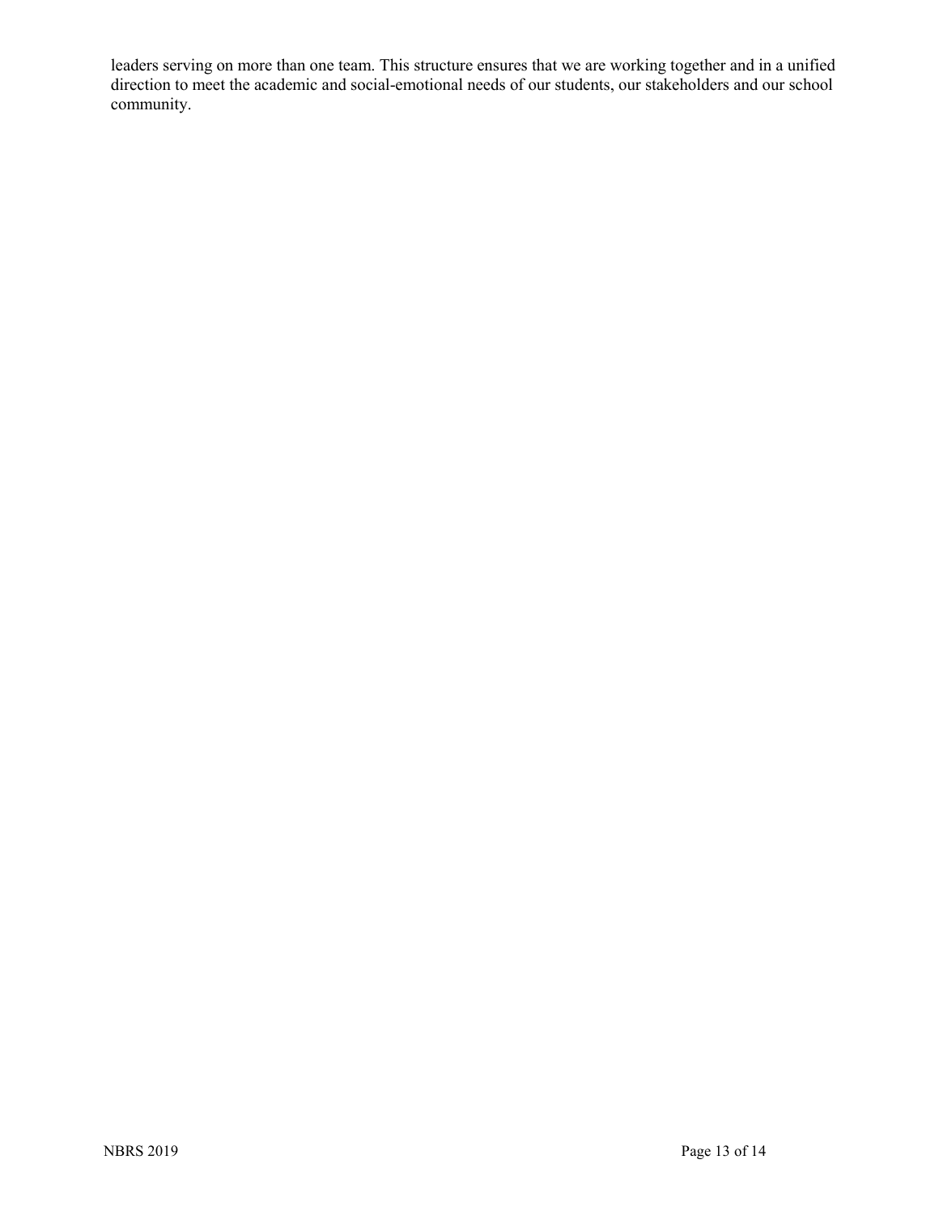leaders serving on more than one team. This structure ensures that we are working together and in a unified direction to meet the academic and social-emotional needs of our students, our stakeholders and our school community.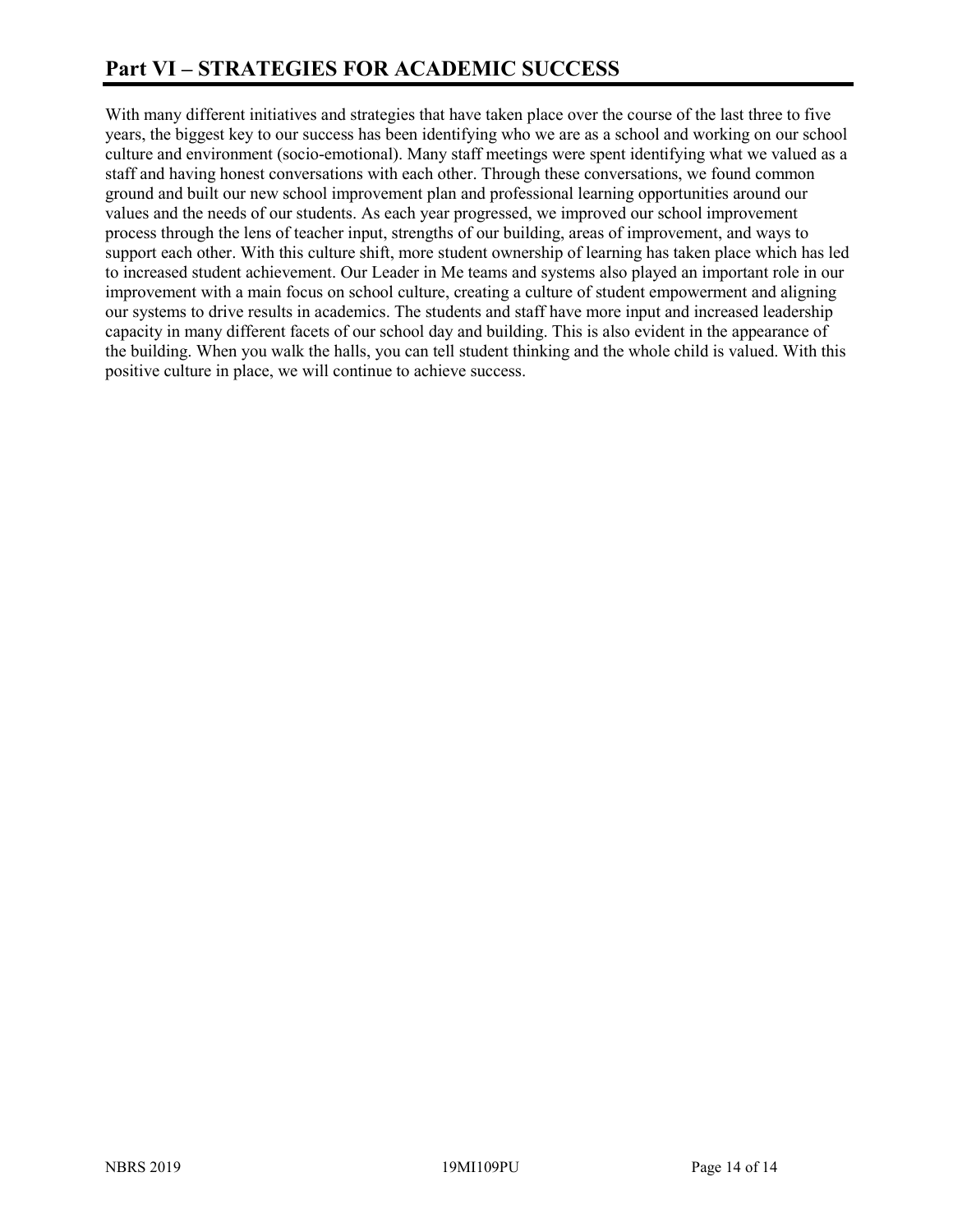## Part VI – STRATEGIES FOR ACADEMIC SUCCESS

With many different initiatives and strategies that have taken place over the course of the last three to five years, the biggest key to our success has been identifying who we are as a school and working on our school culture and environment (socio-emotional). Many staff meetings were spent identifying what we valued as a staff and having honest conversations with each other. Through these conversations, we found common ground and built our new school improvement plan and professional learning opportunities around our values and the needs of our students. As each year progressed, we improved our school improvement process through the lens of teacher input, strengths of our building, areas of improvement, and ways to support each other. With this culture shift, more student ownership of learning has taken place which has led to increased student achievement. Our Leader in Me teams and systems also played an important role in our improvement with a main focus on school culture, creating a culture of student empowerment and aligning our systems to drive results in academics. The students and staff have more input and increased leadership capacity in many different facets of our school day and building. This is also evident in the appearance of the building. When you walk the halls, you can tell student thinking and the whole child is valued. With this positive culture in place, we will continue to achieve success.